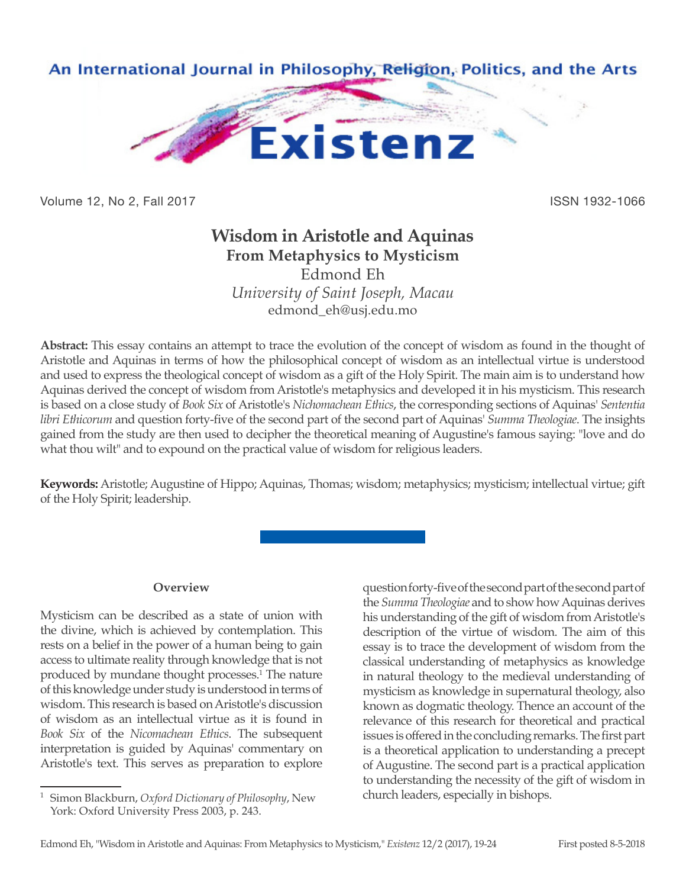# Wisdom in Aristotle and Aquinas

## From Metaphysics to Mysticism

Edmond Eh

*University of Saint Joseph, Macau*

edmond_eh@usj.edu.mo

**Abstract:** This essay contains an attempt to trace the evolution of the concept of wisdom as found in the thought of Aristotle and Aquinas in terms of how the philosophical concept of wisdom as an intellectual virtue is understood and used to express the theological concept of wisdom as a gift of the Holy Spirit. The main aim is to understand how Aquinas derived the concept of wisdom from Aristotle's metaphysics and developed it in his mysticism. This research is based on a close study of *Book Six* of Aristotle's *Nichomachean Ethics*, the corresponding sections of Aquinas' *Sententia libri Ethicorum* and question forty-five of the second part of the second part of Aquinas' *Summa Theologiae*. The insights gained from the study are then used to decipher the theoretical meaning of Augustine's famous saying: "love and do what thou wilt" and to expound on the practical value of wisdom for religious leaders.

**Keywords:** Aristotle; Augustine of Hippo; Aquinas, Thomas; wisdom; metaphysics; mysticism; intellectual virtue; gift of the Holy Spirit; leadership.

### Overview

Mysticism can be described as a state of union with the divine, which is achieved by contemplation. This rests on a belief in the power of a human being to gain access to ultimate reality through knowledge that is not produced by mundane thought processes.[1] The nature of this knowledge under study is understood in terms of wisdom. This research is based on Aristotle's discussion of wisdom as an intellectual virtue as it is found in *Book Six* of the *Nicomachean Ethics*. The subsequent interpretation is guided by Aquinas' commentary on Aristotle's text. This serves as preparation to explore question forty-five of the second part of the second part of the *Summa Theologiae* and to show how Aquinas derives his understanding of the gift of wisdom from Aristotle's description of the virtue of wisdom. The aim of this essay is to trace the development of wisdom from the classical understanding of metaphysics as knowledge in natural theology to the medieval understanding of mysticism as knowledge in supernatural theology, also known as dogmatic theology. Thence an account of the relevance of this research for theoretical and practical issues is offered in the concluding remarks. The first part is a theoretical application to understanding a precept of Augustine. The second part is a practical application to understanding the necessity of the gift of wisdom in church leaders, especially in bishops.

[1] Simon Blackburn, *Oxford Dictionary of Philosophy*, New York: Oxford University Press 2003, p. 243.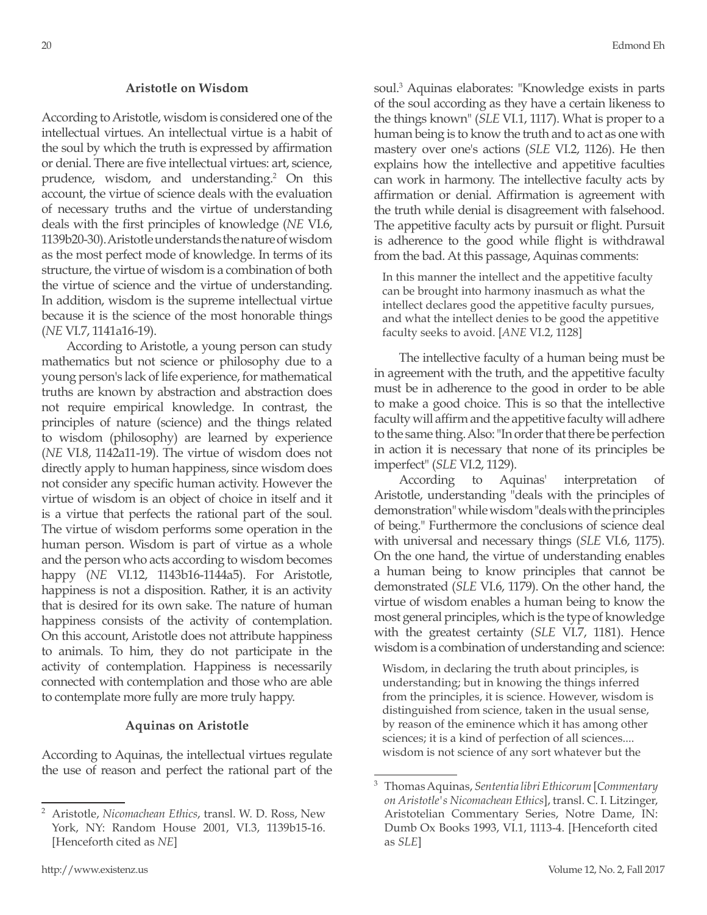## Aristotle on Wisdom

According to Aristotle, wisdom is considered one of the intellectual virtues. An intellectual virtue is a habit of the soul by which the truth is expressed by affirmation or denial. There are five intellectual virtues: art, science, prudence, wisdom, and understanding.[2] On this account, the virtue of science deals with the evaluation of necessary truths and the virtue of understanding deals with the first principles of knowledge (*NE* VI.6, 1139b20-30). Aristotle understands the nature of wisdom as the most perfect mode of knowledge. In terms of its structure, the virtue of wisdom is a combination of both the virtue of science and the virtue of understanding. In addition, wisdom is the supreme intellectual virtue because it is the science of the most honorable things (*NE* VI.7, 1141a16-19).

According to Aristotle, a young person can study mathematics but not science or philosophy due to a young person's lack of life experience, for mathematical truths are known by abstraction and abstraction does not require empirical knowledge. In contrast, the principles of nature (science) and the things related to wisdom (philosophy) are learned by experience (*NE* VI.8, 1142a11-19). The virtue of wisdom does not directly apply to human happiness, since wisdom does not consider any specific human activity. However the virtue of wisdom is an object of choice in itself and it is a virtue that perfects the rational part of the soul. The virtue of wisdom performs some operation in the human person. Wisdom is part of virtue as a whole and the person who acts according to wisdom becomes happy (*NE* VI.12, 1143b16-1144a5). For Aristotle, happiness is not a disposition. Rather, it is an activity that is desired for its own sake. The nature of human happiness consists of the activity of contemplation. On this account, Aristotle does not attribute happiness to animals. To him, they do not participate in the activity of contemplation. Happiness is necessarily connected with contemplation and those who are able to contemplate more fully are more truly happy.

## Aquinas on Aristotle

According to Aquinas, the intellectual virtues regulate the use of reason and perfect the rational part of the soul.[3] Aquinas elaborates: "Knowledge exists in parts of the soul according as they have a certain likeness to the things known" (*SLE* VI.1, 1117). What is proper to a human being is to know the truth and to act as one with mastery over one's actions (*SLE* VI.2, 1126). He then explains how the intellective and appetitive faculties can work in harmony. The intellective faculty acts by affirmation or denial. Affirmation is agreement with the truth while denial is disagreement with falsehood. The appetitive faculty acts by pursuit or flight. Pursuit is adherence to the good while flight is withdrawal from the bad. At this passage, Aquinas comments:

> In this manner the intellect and the appetitive faculty can be brought into harmony inasmuch as what the intellect declares good the appetitive faculty pursues, and what the intellect denies to be good the appetitive faculty seeks to avoid. [*ANE* VI.2, 1128]

The intellective faculty of a human being must be in agreement with the truth, and the appetitive faculty must be in adherence to the good in order to be able to make a good choice. This is so that the intellective faculty will affirm and the appetitive faculty will adhere to the same thing. Also: "In order that there be perfection in action it is necessary that none of its principles be imperfect" (*SLE* VI.2, 1129).

According to Aquinas' interpretation of Aristotle, understanding "deals with the principles of demonstration" while wisdom "deals with the principles of being." Furthermore the conclusions of science deal with universal and necessary things (*SLE* VI.6, 1175). On the one hand, the virtue of understanding enables a human being to know principles that cannot be demonstrated (*SLE* VI.6, 1179). On the other hand, the virtue of wisdom enables a human being to know the most general principles, which is the type of knowledge with the greatest certainty (*SLE* VI.7, 1181). Hence wisdom is a combination of understanding and science:

> Wisdom, in declaring the truth about principles, is understanding; but in knowing the things inferred from the principles, it is science. However, wisdom is distinguished from science, taken in the usual sense, by reason of the eminence which it has among other sciences; it is a kind of perfection of all sciences.... wisdom is not science of any sort whatever but the

---

[2] Aristotle, *Nicomachean Ethics*, transl. W. D. Ross, New York, NY: Random House 2001, VI.3, 1139b15-16. [Henceforth cited as *NE*]

[3] Thomas Aquinas, *Sententia libri Ethicorum* [*Commentary on Aristotle's Nicomachean Ethics*], transl. C. I. Litzinger, Aristotelian Commentary Series, Notre Dame, IN: Dumb Ox Books 1993, VI.1, 1113-4. [Henceforth cited as *SLE*]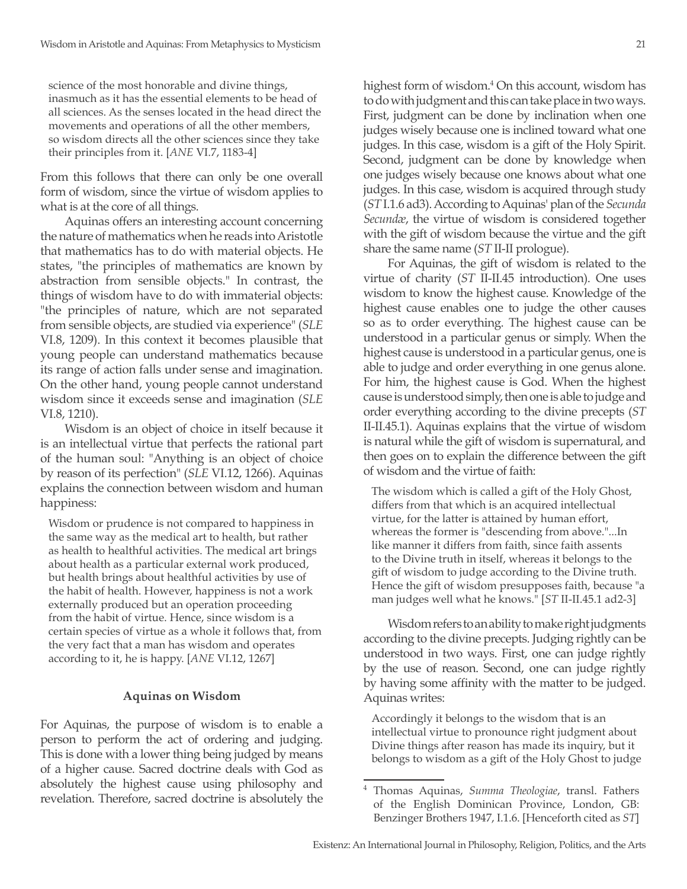> science of the most honorable and divine things, inasmuch as it has the essential elements to be head of all sciences. As the senses located in the head direct the movements and operations of all the other members, so wisdom directs all the other sciences since they take their principles from it. [*ANE* VI.7, 1183-4]

From this follows that there can only be one overall form of wisdom, since the virtue of wisdom applies to what is at the core of all things.

Aquinas offers an interesting account concerning the nature of mathematics when he reads into Aristotle that mathematics has to do with material objects. He states, "the principles of mathematics are known by abstraction from sensible objects." In contrast, the things of wisdom have to do with immaterial objects: "the principles of nature, which are not separated from sensible objects, are studied via experience" (*SLE* VI.8, 1209). In this context it becomes plausible that young people can understand mathematics because its range of action falls under sense and imagination. On the other hand, young people cannot understand wisdom since it exceeds sense and imagination (*SLE* VI.8, 1210).

Wisdom is an object of choice in itself because it is an intellectual virtue that perfects the rational part of the human soul: "Anything is an object of choice by reason of its perfection" (*SLE* VI.12, 1266). Aquinas explains the connection between wisdom and human happiness:

> Wisdom or prudence is not compared to happiness in the same way as the medical art to health, but rather as health to healthful activities. The medical art brings about health as a particular external work produced, but health brings about healthful activities by use of the habit of health. However, happiness is not a work externally produced but an operation proceeding from the habit of virtue. Hence, since wisdom is a certain species of virtue as a whole it follows that, from the very fact that a man has wisdom and operates according to it, he is happy. [*ANE* VI.12, 1267]

### Aquinas on Wisdom

For Aquinas, the purpose of wisdom is to enable a person to perform the act of ordering and judging. This is done with a lower thing being judged by means of a higher cause. Sacred doctrine deals with God as absolutely the highest cause using philosophy and revelation. Therefore, sacred doctrine is absolutely the highest form of wisdom.[4] On this account, wisdom has to do with judgment and this can take place in two ways. First, judgment can be done by inclination when one judges wisely because one is inclined toward what one judges. In this case, wisdom is a gift of the Holy Spirit. Second, judgment can be done by knowledge when one judges wisely because one knows about what one judges. In this case, wisdom is acquired through study (*ST* I.1.6 ad3). According to Aquinas' plan of the *Secunda Secundæ*, the virtue of wisdom is considered together with the gift of wisdom because the virtue and the gift share the same name (*ST* II-II prologue).

For Aquinas, the gift of wisdom is related to the virtue of charity (*ST* II-II.45 introduction). One uses wisdom to know the highest cause. Knowledge of the highest cause enables one to judge the other causes so as to order everything. The highest cause can be understood in a particular genus or simply. When the highest cause is understood in a particular genus, one is able to judge and order everything in one genus alone. For him, the highest cause is God. When the highest cause is understood simply, then one is able to judge and order everything according to the divine precepts (*ST* II-II.45.1). Aquinas explains that the virtue of wisdom is natural while the gift of wisdom is supernatural, and then goes on to explain the difference between the gift of wisdom and the virtue of faith:

> The wisdom which is called a gift of the Holy Ghost, differs from that which is an acquired intellectual virtue, for the latter is attained by human effort, whereas the former is "descending from above."...In like manner it differs from faith, since faith assents to the Divine truth in itself, whereas it belongs to the gift of wisdom to judge according to the Divine truth. Hence the gift of wisdom presupposes faith, because "a man judges well what he knows." [*ST* II-II.45.1 ad2-3]

Wisdom refers to an ability to make right judgments according to the divine precepts. Judging rightly can be understood in two ways. First, one can judge rightly by the use of reason. Second, one can judge rightly by having some affinity with the matter to be judged. Aquinas writes:

> Accordingly it belongs to the wisdom that is an intellectual virtue to pronounce right judgment about Divine things after reason has made its inquiry, but it belongs to wisdom as a gift of the Holy Ghost to judge

---

[4] Thomas Aquinas, *Summa Theologiae*, transl. Fathers of the English Dominican Province, London, GB: Benzinger Brothers 1947, I.1.6. [Henceforth cited as *ST*]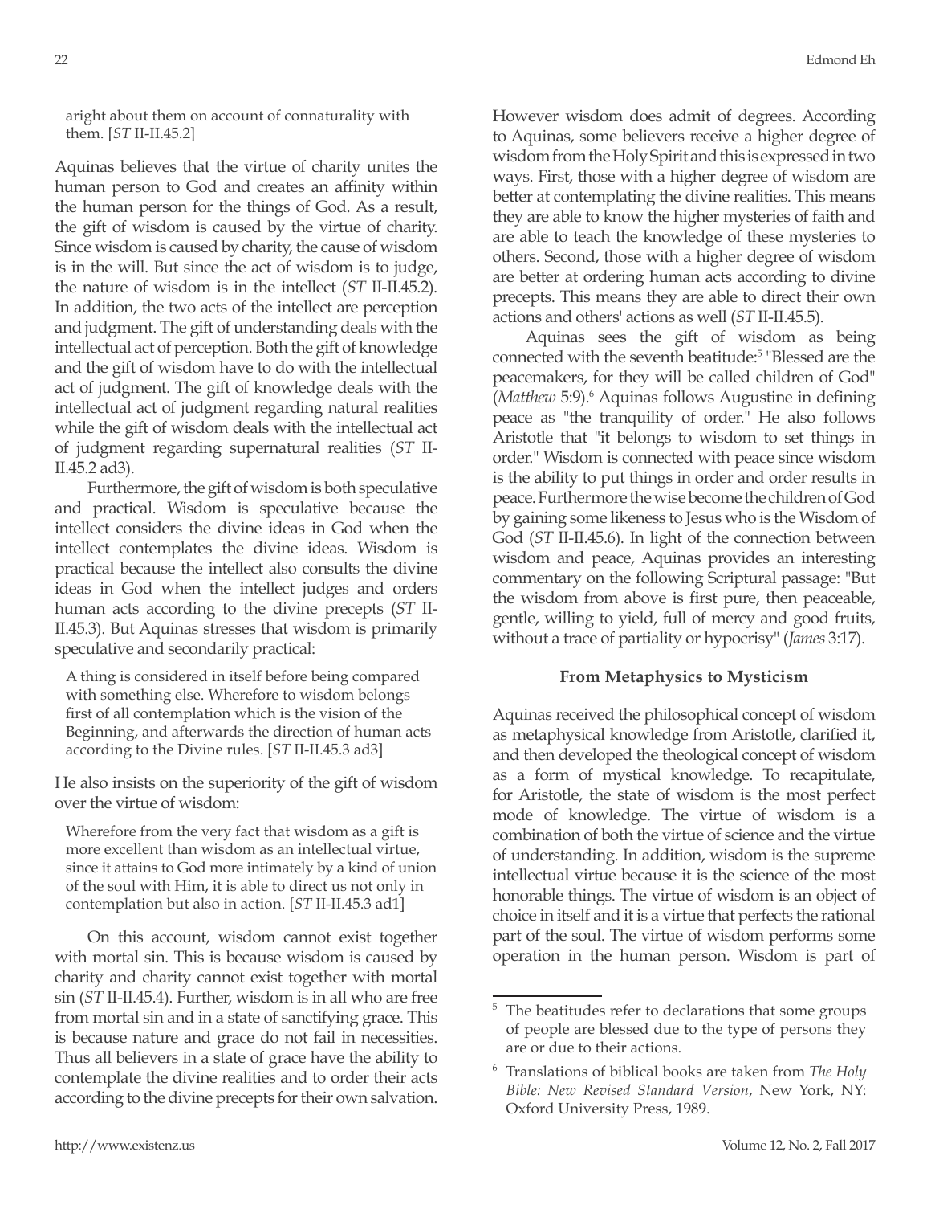aright about them on account of connaturality with them. [*ST* II-II.45.2]

Aquinas believes that the virtue of charity unites the human person to God and creates an affinity within the human person for the things of God. As a result, the gift of wisdom is caused by the virtue of charity. Since wisdom is caused by charity, the cause of wisdom is in the will. But since the act of wisdom is to judge, the nature of wisdom is in the intellect (*ST* II-II.45.2). In addition, the two acts of the intellect are perception and judgment. The gift of understanding deals with the intellectual act of perception. Both the gift of knowledge and the gift of wisdom have to do with the intellectual act of judgment. The gift of knowledge deals with the intellectual act of judgment regarding natural realities while the gift of wisdom deals with the intellectual act of judgment regarding supernatural realities (*ST* II-II.45.2 ad3).

Furthermore, the gift of wisdom is both speculative and practical. Wisdom is speculative because the intellect considers the divine ideas in God when the intellect contemplates the divine ideas. Wisdom is practical because the intellect also consults the divine ideas in God when the intellect judges and orders human acts according to the divine precepts (*ST* II-II.45.3). But Aquinas stresses that wisdom is primarily speculative and secondarily practical:

> A thing is considered in itself before being compared with something else. Wherefore to wisdom belongs first of all contemplation which is the vision of the Beginning, and afterwards the direction of human acts according to the Divine rules. [*ST* II-II.45.3 ad3]

He also insists on the superiority of the gift of wisdom over the virtue of wisdom:

> Wherefore from the very fact that wisdom as a gift is more excellent than wisdom as an intellectual virtue, since it attains to God more intimately by a kind of union of the soul with Him, it is able to direct us not only in contemplation but also in action. [*ST* II-II.45.3 ad1]

On this account, wisdom cannot exist together with mortal sin. This is because wisdom is caused by charity and charity cannot exist together with mortal sin (*ST* II-II.45.4). Further, wisdom is in all who are free from mortal sin and in a state of sanctifying grace. This is because nature and grace do not fail in necessities. Thus all believers in a state of grace have the ability to contemplate the divine realities and to order their acts according to the divine precepts for their own salvation.

However wisdom does admit of degrees. According to Aquinas, some believers receive a higher degree of wisdom from the Holy Spirit and this is expressed in two ways. First, those with a higher degree of wisdom are better at contemplating the divine realities. This means they are able to know the higher mysteries of faith and are able to teach the knowledge of these mysteries to others. Second, those with a higher degree of wisdom are better at ordering human acts according to divine precepts. This means they are able to direct their own actions and others' actions as well (*ST* II-II.45.5).

Aquinas sees the gift of wisdom as being connected with the seventh beatitude:[5] "Blessed are the peacemakers, for they will be called children of God" (*Matthew* 5:9).[6] Aquinas follows Augustine in defining peace as "the tranquility of order." He also follows Aristotle that "it belongs to wisdom to set things in order." Wisdom is connected with peace since wisdom is the ability to put things in order and order results in peace. Furthermore the wise become the children of God by gaining some likeness to Jesus who is the Wisdom of God (*ST* II-II.45.6). In light of the connection between wisdom and peace, Aquinas provides an interesting commentary on the following Scriptural passage: "But the wisdom from above is first pure, then peaceable, gentle, willing to yield, full of mercy and good fruits, without a trace of partiality or hypocrisy" (*James* 3:17).

### From Metaphysics to Mysticism

Aquinas received the philosophical concept of wisdom as metaphysical knowledge from Aristotle, clarified it, and then developed the theological concept of wisdom as a form of mystical knowledge. To recapitulate, for Aristotle, the state of wisdom is the most perfect mode of knowledge. The virtue of wisdom is a combination of both the virtue of science and the virtue of understanding. In addition, wisdom is the supreme intellectual virtue because it is the science of the most honorable things. The virtue of wisdom is an object of choice in itself and it is a virtue that perfects the rational part of the soul. The virtue of wisdom performs some operation in the human person. Wisdom is part of

---

[5] The beatitudes refer to declarations that some groups of people are blessed due to the type of persons they are or due to their actions.

[6] Translations of biblical books are taken from *The Holy Bible: New Revised Standard Version*, New York, NY: Oxford University Press, 1989.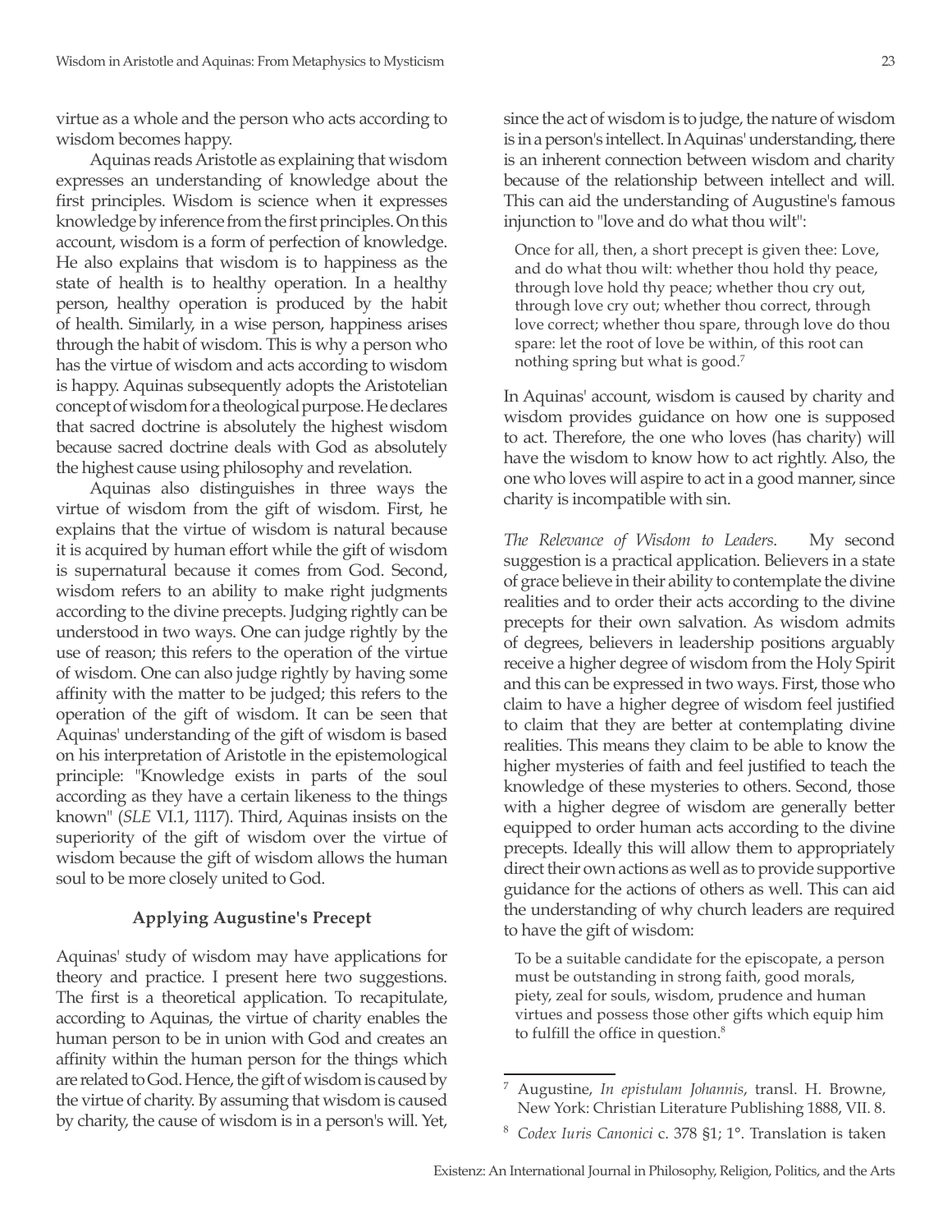virtue as a whole and the person who acts according to wisdom becomes happy.

Aquinas reads Aristotle as explaining that wisdom expresses an understanding of knowledge about the first principles. Wisdom is science when it expresses knowledge by inference from the first principles. On this account, wisdom is a form of perfection of knowledge. He also explains that wisdom is to happiness as the state of health is to healthy operation. In a healthy person, healthy operation is produced by the habit of health. Similarly, in a wise person, happiness arises through the habit of wisdom. This is why a person who has the virtue of wisdom and acts according to wisdom is happy. Aquinas subsequently adopts the Aristotelian concept of wisdom for a theological purpose. He declares that sacred doctrine is absolutely the highest wisdom because sacred doctrine deals with God as absolutely the highest cause using philosophy and revelation.

Aquinas also distinguishes in three ways the virtue of wisdom from the gift of wisdom. First, he explains that the virtue of wisdom is natural because it is acquired by human effort while the gift of wisdom is supernatural because it comes from God. Second, wisdom refers to an ability to make right judgments according to the divine precepts. Judging rightly can be understood in two ways. One can judge rightly by the use of reason; this refers to the operation of the virtue of wisdom. One can also judge rightly by having some affinity with the matter to be judged; this refers to the operation of the gift of wisdom. It can be seen that Aquinas' understanding of the gift of wisdom is based on his interpretation of Aristotle in the epistemological principle: "Knowledge exists in parts of the soul according as they have a certain likeness to the things known" (*SLE* VI.1, 1117). Third, Aquinas insists on the superiority of the gift of wisdom over the virtue of wisdom because the gift of wisdom allows the human soul to be more closely united to God.

### Applying Augustine's Precept

Aquinas' study of wisdom may have applications for theory and practice. I present here two suggestions. The first is a theoretical application. To recapitulate, according to Aquinas, the virtue of charity enables the human person to be in union with God and creates an affinity within the human person for the things which are related to God. Hence, the gift of wisdom is caused by the virtue of charity. By assuming that wisdom is caused by charity, the cause of wisdom is in a person's will. Yet, since the act of wisdom is to judge, the nature of wisdom is in a person's intellect. In Aquinas' understanding, there is an inherent connection between wisdom and charity because of the relationship between intellect and will. This can aid the understanding of Augustine's famous injunction to "love and do what thou wilt":

> Once for all, then, a short precept is given thee: Love, and do what thou wilt: whether thou hold thy peace, through love hold thy peace; whether thou cry out, through love cry out; whether thou correct, through love correct; whether thou spare, through love do thou spare: let the root of love be within, of this root can nothing spring but what is good.[7]

In Aquinas' account, wisdom is caused by charity and wisdom provides guidance on how one is supposed to act. Therefore, the one who loves (has charity) will have the wisdom to know how to act rightly. Also, the one who loves will aspire to act in a good manner, since charity is incompatible with sin.

*The Relevance of Wisdom to Leaders*. My second suggestion is a practical application. Believers in a state of grace believe in their ability to contemplate the divine realities and to order their acts according to the divine precepts for their own salvation. As wisdom admits of degrees, believers in leadership positions arguably receive a higher degree of wisdom from the Holy Spirit and this can be expressed in two ways. First, those who claim to have a higher degree of wisdom feel justified to claim that they are better at contemplating divine realities. This means they claim to be able to know the higher mysteries of faith and feel justified to teach the knowledge of these mysteries to others. Second, those with a higher degree of wisdom are generally better equipped to order human acts according to the divine precepts. Ideally this will allow them to appropriately direct their own actions as well as to provide supportive guidance for the actions of others as well. This can aid the understanding of why church leaders are required to have the gift of wisdom:

> To be a suitable candidate for the episcopate, a person must be outstanding in strong faith, good morals, piety, zeal for souls, wisdom, prudence and human virtues and possess those other gifts which equip him to fulfill the office in question.[8]

---

[7] Augustine, *In epistulam Johannis*, transl. H. Browne, New York: Christian Literature Publishing 1888, VII. 8.

[8] *Codex Iuris Canonici* c. 378 §1; 1°. Translation is taken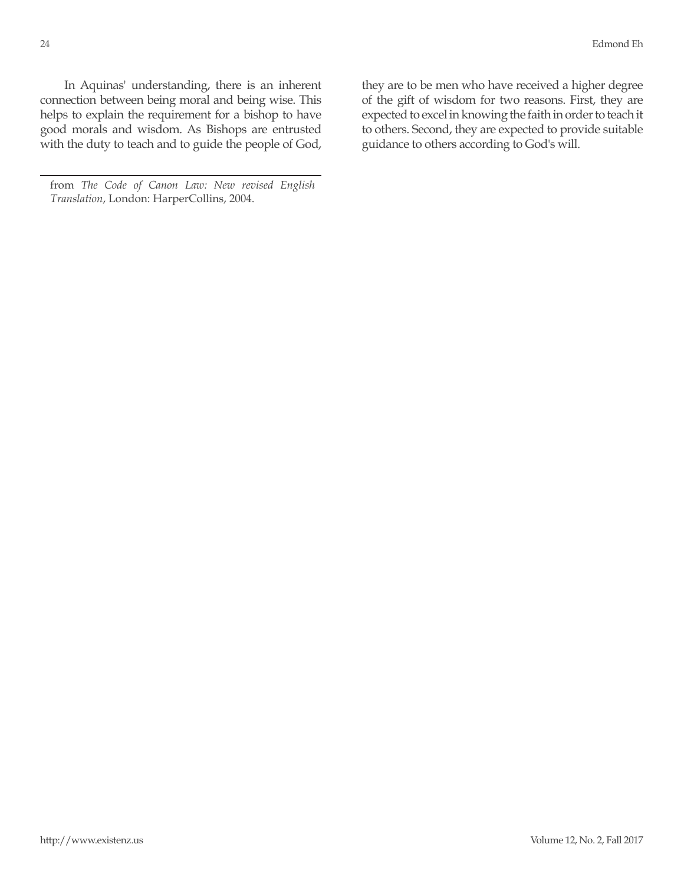In Aquinas' understanding, there is an inherent connection between being moral and being wise. This helps to explain the requirement for a bishop to have good morals and wisdom. As Bishops are entrusted with the duty to teach and to guide the people of God, they are to be men who have received a higher degree of the gift of wisdom for two reasons. First, they are expected to excel in knowing the faith in order to teach it to others. Second, they are expected to provide suitable guidance to others according to God's will.

---

from *The Code of Canon Law: New revised English Translation*, London: HarperCollins, 2004.